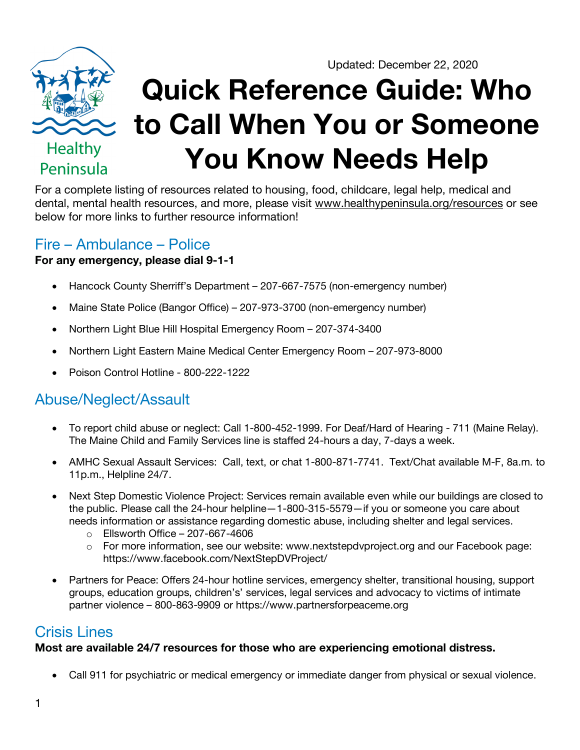Healthy Peninsula

Updated: December 22, 2020

# Quick Reference Guide: Who to Call When You or Someone You Know Needs Help

For a complete listing of resources related to housing, food, childcare, legal help, medical and dental, mental health resources, and more, please visit www.healthypeninsula.org/resources or see below for more links to further resource information!

## Fire – Ambulance – Police

**For any emergency, please dial 9-1-1**

- Hancock County Sherriff's Department – 207-667-7575 (non-emergency number)
- Maine State Police (Bangor Office) – 207-973-3700 (non-emergency number)
- Northern Light Blue Hill Hospital Emergency Room – 207-374-3400
- Northern Light Eastern Maine Medical Center Emergency Room – 207-973-8000
- Poison Control Hotline - 800-222-1222

## Abuse/Neglect/Assault

- To report child abuse or neglect: Call 1-800-452-1999. For Deaf/Hard of Hearing - 711 (Maine Relay). The Maine Child and Family Services line is staffed 24-hours a day, 7-days a week.
- AMHC Sexual Assault Services: Call, text, or chat 1-800-871-7741. Text/Chat available M-F, 8a.m. to 11p.m., Helpline 24/7.
- Next Step Domestic Violence Project: Services remain available even while our buildings are closed to the public. Please call the 24-hour helpline—1-800-315-5579—if you or someone you care about needs information or assistance regarding domestic abuse, including shelter and legal services.
  - Ellsworth Office – 207-667-4606
  - For more information, see our website: www.nextstepdvproject.org and our Facebook page: https://www.facebook.com/NextStepDVProject/
- Partners for Peace: Offers 24-hour hotline services, emergency shelter, transitional housing, support groups, education groups, children's' services, legal services and advocacy to victims of intimate partner violence – 800-863-9909 or https://www.partnersforpeaceme.org

## Crisis Lines

**Most are available 24/7 resources for those who are experiencing emotional distress.**

- Call 911 for psychiatric or medical emergency or immediate danger from physical or sexual violence.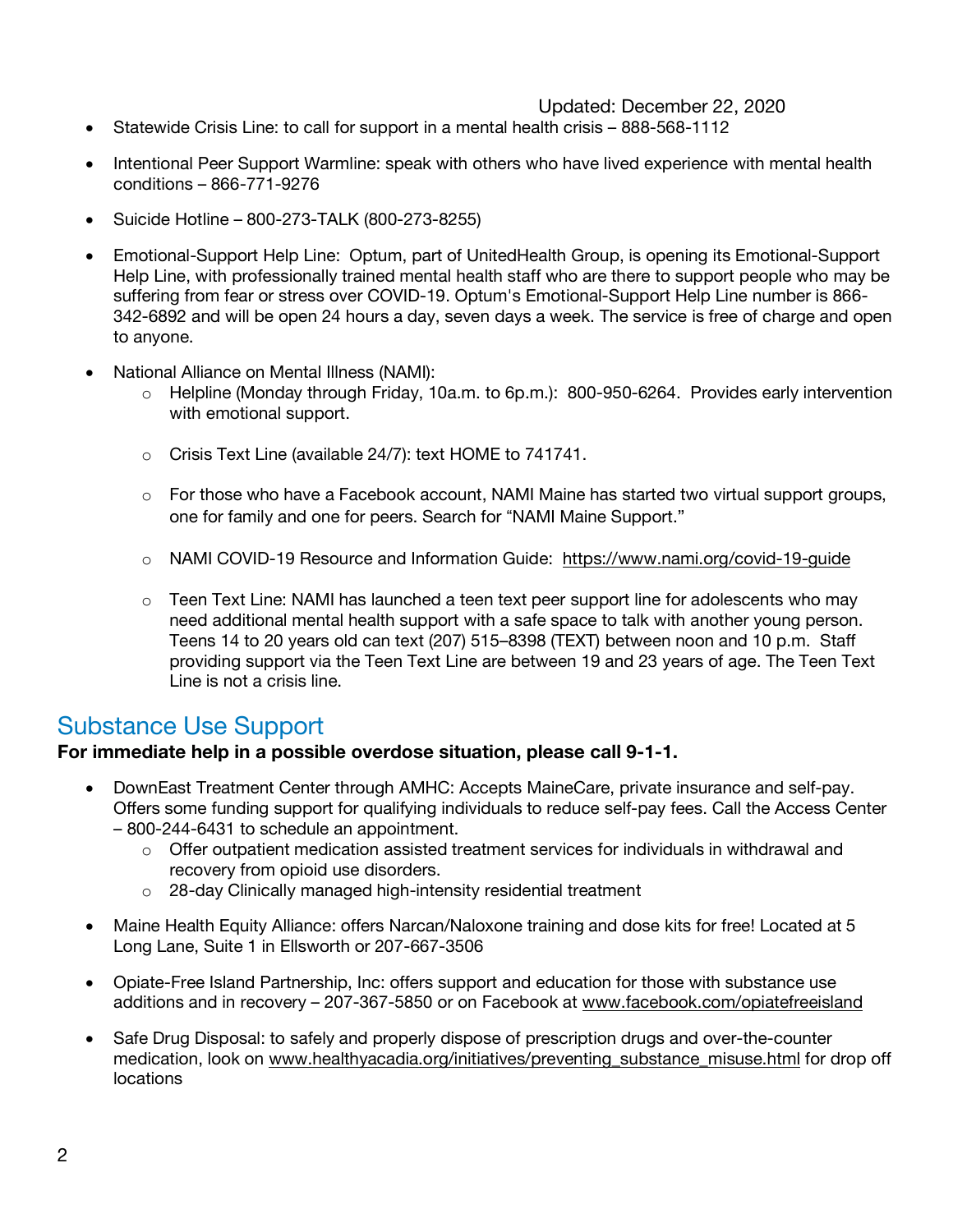Updated: December 22, 2020

- Statewide Crisis Line: to call for support in a mental health crisis – 888-568-1112
- Intentional Peer Support Warmline: speak with others who have lived experience with mental health conditions – 866-771-9276
- Suicide Hotline – 800-273-TALK (800-273-8255)
- Emotional-Support Help Line: Optum, part of UnitedHealth Group, is opening its Emotional-Support Help Line, with professionally trained mental health staff who are there to support people who may be suffering from fear or stress over COVID-19. Optum's Emotional-Support Help Line number is 866-342-6892 and will be open 24 hours a day, seven days a week. The service is free of charge and open to anyone.
- National Alliance on Mental Illness (NAMI):
  - Helpline (Monday through Friday, 10a.m. to 6p.m.): 800-950-6264. Provides early intervention with emotional support.
  - Crisis Text Line (available 24/7): text HOME to 741741.
  - For those who have a Facebook account, NAMI Maine has started two virtual support groups, one for family and one for peers. Search for "NAMI Maine Support."
  - NAMI COVID-19 Resource and Information Guide: https://www.nami.org/covid-19-guide
  - Teen Text Line: NAMI has launched a teen text peer support line for adolescents who may need additional mental health support with a safe space to talk with another young person. Teens 14 to 20 years old can text (207) 515–8398 (TEXT) between noon and 10 p.m. Staff providing support via the Teen Text Line are between 19 and 23 years of age. The Teen Text Line is not a crisis line.

## Substance Use Support

**For immediate help in a possible overdose situation, please call 9-1-1.**

- DownEast Treatment Center through AMHC: Accepts MaineCare, private insurance and self-pay. Offers some funding support for qualifying individuals to reduce self-pay fees. Call the Access Center – 800-244-6431 to schedule an appointment.
  - Offer outpatient medication assisted treatment services for individuals in withdrawal and recovery from opioid use disorders.
  - 28-day Clinically managed high-intensity residential treatment
- Maine Health Equity Alliance: offers Narcan/Naloxone training and dose kits for free! Located at 5 Long Lane, Suite 1 in Ellsworth or 207-667-3506
- Opiate-Free Island Partnership, Inc: offers support and education for those with substance use additions and in recovery – 207-367-5850 or on Facebook at www.facebook.com/opiatefreeisland
- Safe Drug Disposal: to safely and properly dispose of prescription drugs and over-the-counter medication, look on www.healthyacadia.org/initiatives/preventing_substance_misuse.html for drop off locations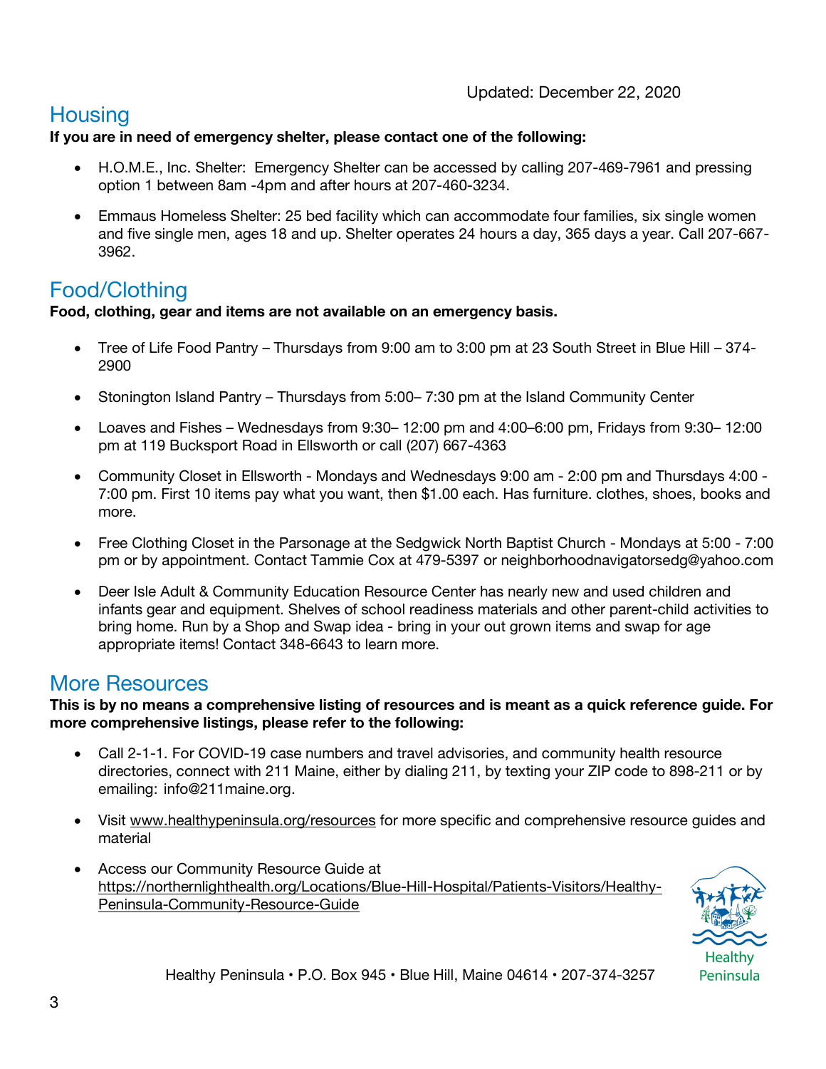Updated: December 22, 2020

## Housing

**If you are in need of emergency shelter, please contact one of the following:**

- H.O.M.E., Inc. Shelter: Emergency Shelter can be accessed by calling 207-469-7961 and pressing option 1 between 8am -4pm and after hours at 207-460-3234.
- Emmaus Homeless Shelter: 25 bed facility which can accommodate four families, six single women and five single men, ages 18 and up. Shelter operates 24 hours a day, 365 days a year. Call 207-667-3962.

## Food/Clothing

**Food, clothing, gear and items are not available on an emergency basis.**

- Tree of Life Food Pantry – Thursdays from 9:00 am to 3:00 pm at 23 South Street in Blue Hill – 374-2900
- Stonington Island Pantry – Thursdays from 5:00– 7:30 pm at the Island Community Center
- Loaves and Fishes – Wednesdays from 9:30– 12:00 pm and 4:00–6:00 pm, Fridays from 9:30– 12:00 pm at 119 Bucksport Road in Ellsworth or call (207) 667-4363
- Community Closet in Ellsworth - Mondays and Wednesdays 9:00 am - 2:00 pm and Thursdays 4:00 - 7:00 pm. First 10 items pay what you want, then $1.00 each. Has furniture. clothes, shoes, books and more.
- Free Clothing Closet in the Parsonage at the Sedgwick North Baptist Church - Mondays at 5:00 - 7:00 pm or by appointment. Contact Tammie Cox at 479-5397 or neighborhoodnavigatorsedg@yahoo.com
- Deer Isle Adult & Community Education Resource Center has nearly new and used children and infants gear and equipment. Shelves of school readiness materials and other parent-child activities to bring home. Run by a Shop and Swap idea - bring in your out grown items and swap for age appropriate items! Contact 348-6643 to learn more.

## More Resources

**This is by no means a comprehensive listing of resources and is meant as a quick reference guide. For more comprehensive listings, please refer to the following:**

- Call 2-1-1. For COVID-19 case numbers and travel advisories, and community health resource directories, connect with 211 Maine, either by dialing 211, by texting your ZIP code to 898-211 or by emailing: info@211maine.org.
- Visit www.healthypeninsula.org/resources for more specific and comprehensive resource guides and material
- Access our Community Resource Guide at https://northernlighthealth.org/Locations/Blue-Hill-Hospital/Patients-Visitors/Healthy-Peninsula-Community-Resource-Guide

Healthy Peninsula • P.O. Box 945 • Blue Hill, Maine 04614 • 207-374-3257